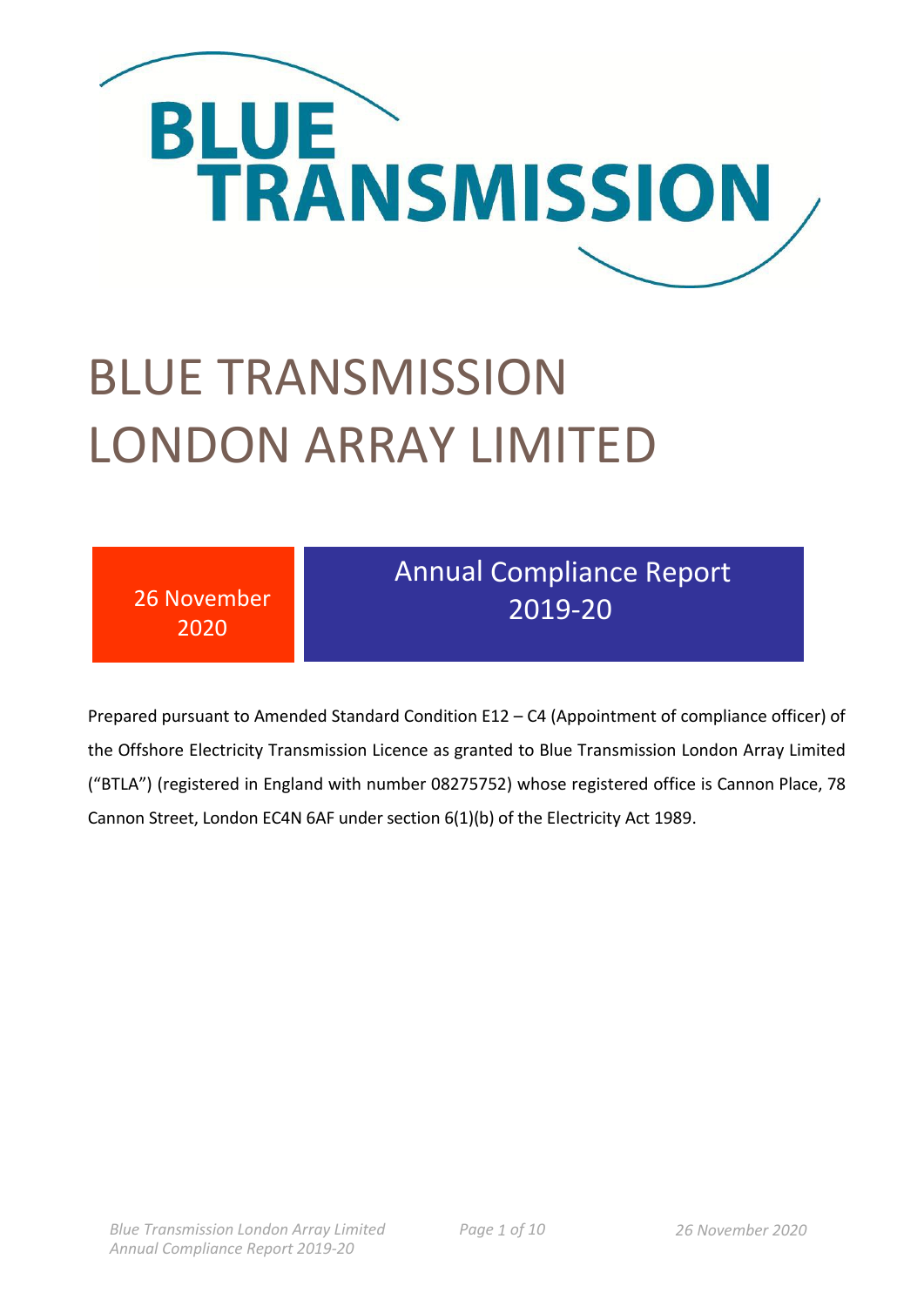BLUE TRANSMISSION

# BLUE TRANSMISSION LONDON ARRAY LIMITED

26 November 2020

## Annual Compliance Report 2019-20

Prepared pursuant to Amended Standard Condition E12 – C4 (Appointment of compliance officer) of the Offshore Electricity Transmission Licence as granted to Blue Transmission London Array Limited ("BTLA") (registered in England with number 08275752) whose registered office is Cannon Place, 78 Cannon Street, London EC4N 6AF under section 6(1)(b) of the Electricity Act 1989.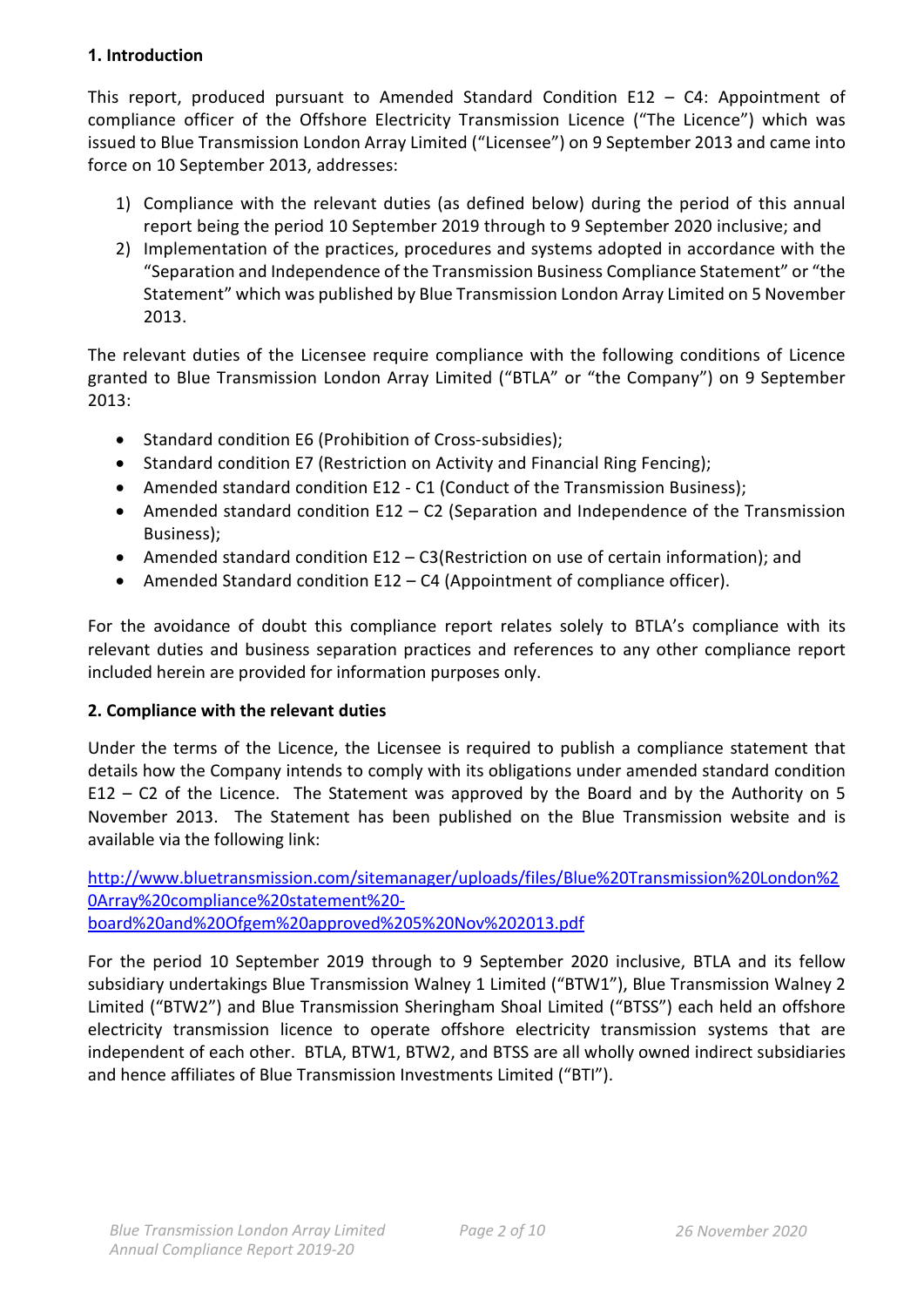## 1. Introduction

This report, produced pursuant to Amended Standard Condition E12 – C4: Appointment of compliance officer of the Offshore Electricity Transmission Licence ("The Licence") which was issued to Blue Transmission London Array Limited ("Licensee") on 9 September 2013 and came into force on 10 September 2013, addresses:

1) Compliance with the relevant duties (as defined below) during the period of this annual report being the period 10 September 2019 through to 9 September 2020 inclusive; and
2) Implementation of the practices, procedures and systems adopted in accordance with the "Separation and Independence of the Transmission Business Compliance Statement" or "the Statement" which was published by Blue Transmission London Array Limited on 5 November 2013.

The relevant duties of the Licensee require compliance with the following conditions of Licence granted to Blue Transmission London Array Limited ("BTLA" or "the Company") on 9 September 2013:

- Standard condition E6 (Prohibition of Cross-subsidies);
- Standard condition E7 (Restriction on Activity and Financial Ring Fencing);
- Amended standard condition E12 - C1 (Conduct of the Transmission Business);
- Amended standard condition E12 – C2 (Separation and Independence of the Transmission Business);
- Amended standard condition E12 – C3(Restriction on use of certain information); and
- Amended Standard condition E12 – C4 (Appointment of compliance officer).

For the avoidance of doubt this compliance report relates solely to BTLA's compliance with its relevant duties and business separation practices and references to any other compliance report included herein are provided for information purposes only.

## 2. Compliance with the relevant duties

Under the terms of the Licence, the Licensee is required to publish a compliance statement that details how the Company intends to comply with its obligations under amended standard condition E12 – C2 of the Licence. The Statement was approved by the Board and by the Authority on 5 November 2013. The Statement has been published on the Blue Transmission website and is available via the following link:

http://www.bluetransmission.com/sitemanager/uploads/files/Blue%20Transmission%20London%20Array%20compliance%20statement%20-board%20and%20Ofgem%20approved%205%20Nov%202013.pdf

For the period 10 September 2019 through to 9 September 2020 inclusive, BTLA and its fellow subsidiary undertakings Blue Transmission Walney 1 Limited ("BTW1"), Blue Transmission Walney 2 Limited ("BTW2") and Blue Transmission Sheringham Shoal Limited ("BTSS") each held an offshore electricity transmission licence to operate offshore electricity transmission systems that are independent of each other. BTLA, BTW1, BTW2, and BTSS are all wholly owned indirect subsidiaries and hence affiliates of Blue Transmission Investments Limited ("BTI").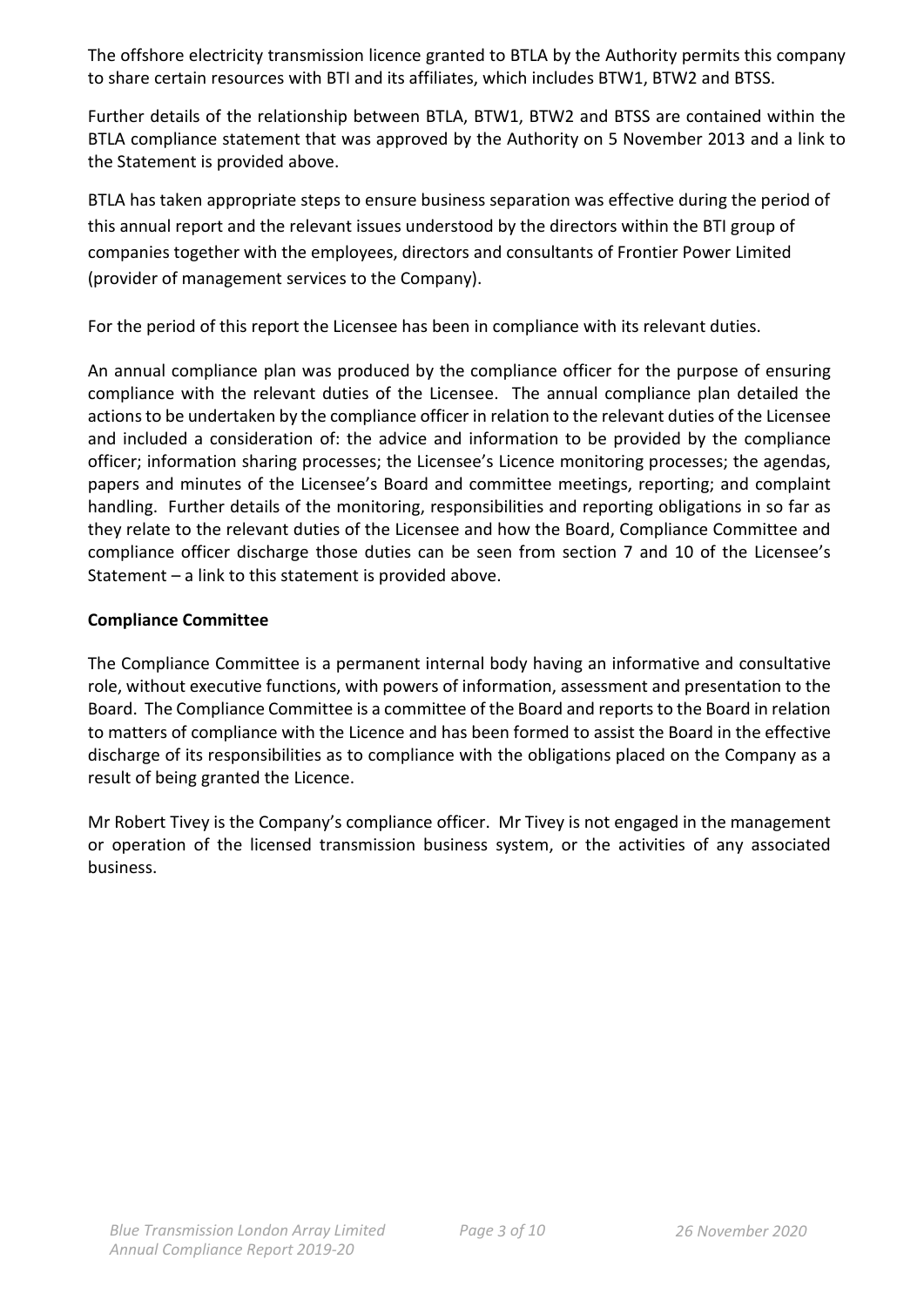The offshore electricity transmission licence granted to BTLA by the Authority permits this company to share certain resources with BTI and its affiliates, which includes BTW1, BTW2 and BTSS.

Further details of the relationship between BTLA, BTW1, BTW2 and BTSS are contained within the BTLA compliance statement that was approved by the Authority on 5 November 2013 and a link to the Statement is provided above.

BTLA has taken appropriate steps to ensure business separation was effective during the period of this annual report and the relevant issues understood by the directors within the BTI group of companies together with the employees, directors and consultants of Frontier Power Limited (provider of management services to the Company).

For the period of this report the Licensee has been in compliance with its relevant duties.

An annual compliance plan was produced by the compliance officer for the purpose of ensuring compliance with the relevant duties of the Licensee. The annual compliance plan detailed the actions to be undertaken by the compliance officer in relation to the relevant duties of the Licensee and included a consideration of: the advice and information to be provided by the compliance officer; information sharing processes; the Licensee's Licence monitoring processes; the agendas, papers and minutes of the Licensee's Board and committee meetings, reporting; and complaint handling. Further details of the monitoring, responsibilities and reporting obligations in so far as they relate to the relevant duties of the Licensee and how the Board, Compliance Committee and compliance officer discharge those duties can be seen from section 7 and 10 of the Licensee's Statement – a link to this statement is provided above.

**Compliance Committee**

The Compliance Committee is a permanent internal body having an informative and consultative role, without executive functions, with powers of information, assessment and presentation to the Board. The Compliance Committee is a committee of the Board and reports to the Board in relation to matters of compliance with the Licence and has been formed to assist the Board in the effective discharge of its responsibilities as to compliance with the obligations placed on the Company as a result of being granted the Licence.

Mr Robert Tivey is the Company's compliance officer. Mr Tivey is not engaged in the management or operation of the licensed transmission business system, or the activities of any associated business.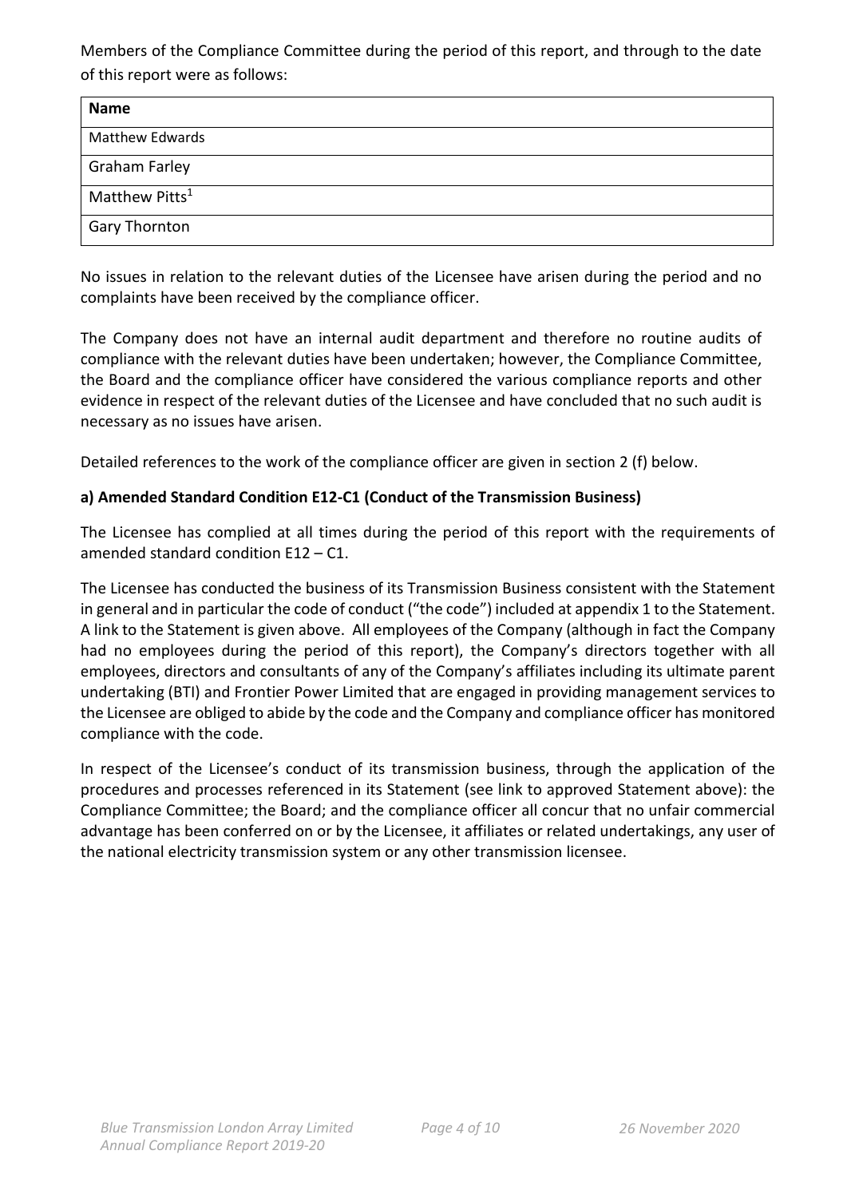Members of the Compliance Committee during the period of this report, and through to the date of this report were as follows:

| Name |
| --- |
| Matthew Edwards |
| Graham Farley |
| Matthew Pitts[1] |
| Gary Thornton |

No issues in relation to the relevant duties of the Licensee have arisen during the period and no complaints have been received by the compliance officer.

The Company does not have an internal audit department and therefore no routine audits of compliance with the relevant duties have been undertaken; however, the Compliance Committee, the Board and the compliance officer have considered the various compliance reports and other evidence in respect of the relevant duties of the Licensee and have concluded that no such audit is necessary as no issues have arisen.

Detailed references to the work of the compliance officer are given in section 2 (f) below.

**a) Amended Standard Condition E12-C1 (Conduct of the Transmission Business)**

The Licensee has complied at all times during the period of this report with the requirements of amended standard condition E12 – C1.

The Licensee has conducted the business of its Transmission Business consistent with the Statement in general and in particular the code of conduct ("the code") included at appendix 1 to the Statement. A link to the Statement is given above. All employees of the Company (although in fact the Company had no employees during the period of this report), the Company's directors together with all employees, directors and consultants of any of the Company's affiliates including its ultimate parent undertaking (BTI) and Frontier Power Limited that are engaged in providing management services to the Licensee are obliged to abide by the code and the Company and compliance officer has monitored compliance with the code.

In respect of the Licensee's conduct of its transmission business, through the application of the procedures and processes referenced in its Statement (see link to approved Statement above): the Compliance Committee; the Board; and the compliance officer all concur that no unfair commercial advantage has been conferred on or by the Licensee, it affiliates or related undertakings, any user of the national electricity transmission system or any other transmission licensee.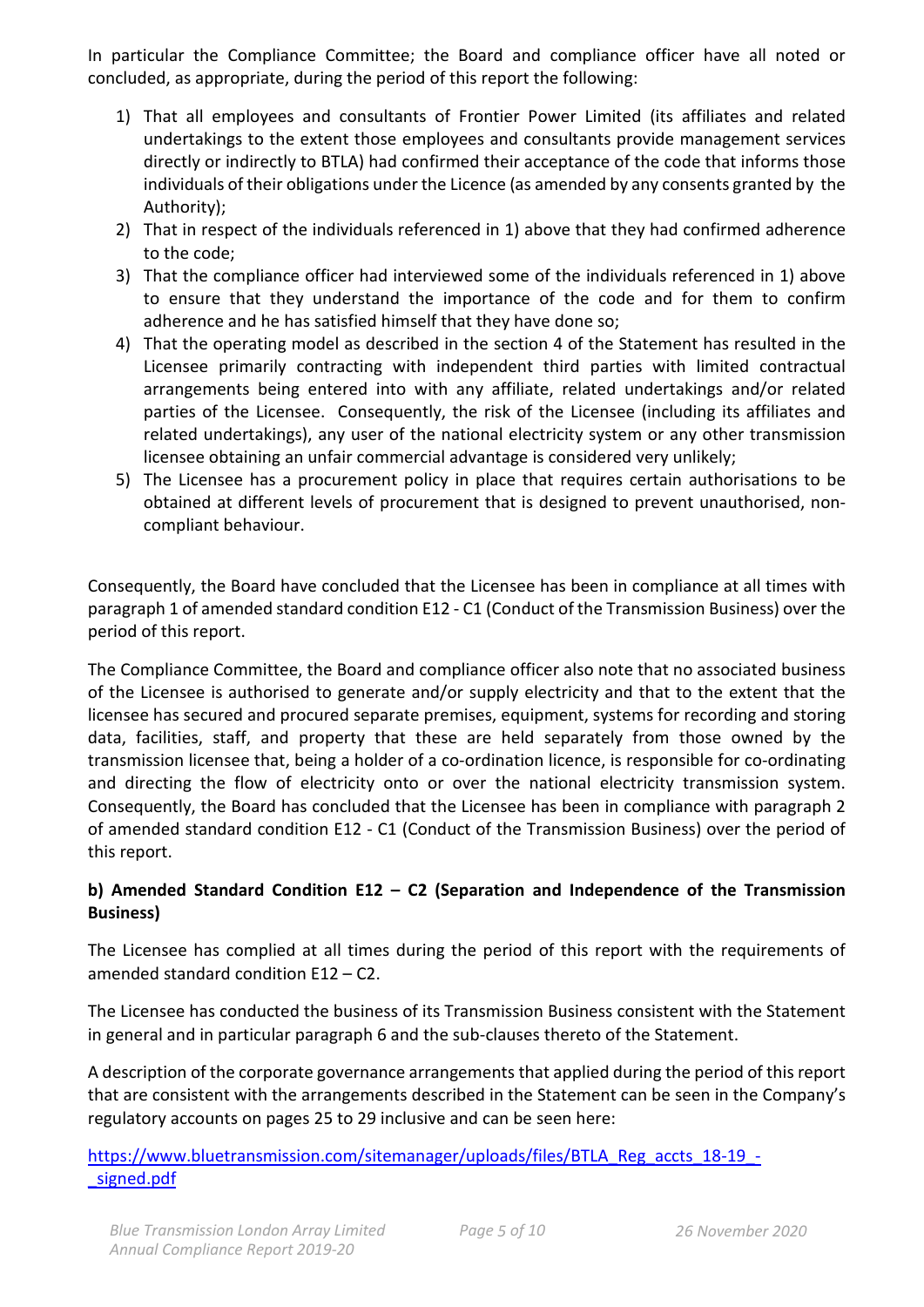In particular the Compliance Committee; the Board and compliance officer have all noted or concluded, as appropriate, during the period of this report the following:

1) That all employees and consultants of Frontier Power Limited (its affiliates and related undertakings to the extent those employees and consultants provide management services directly or indirectly to BTLA) had confirmed their acceptance of the code that informs those individuals of their obligations under the Licence (as amended by any consents granted by the Authority);
2) That in respect of the individuals referenced in 1) above that they had confirmed adherence to the code;
3) That the compliance officer had interviewed some of the individuals referenced in 1) above to ensure that they understand the importance of the code and for them to confirm adherence and he has satisfied himself that they have done so;
4) That the operating model as described in the section 4 of the Statement has resulted in the Licensee primarily contracting with independent third parties with limited contractual arrangements being entered into with any affiliate, related undertakings and/or related parties of the Licensee. Consequently, the risk of the Licensee (including its affiliates and related undertakings), any user of the national electricity system or any other transmission licensee obtaining an unfair commercial advantage is considered very unlikely;
5) The Licensee has a procurement policy in place that requires certain authorisations to be obtained at different levels of procurement that is designed to prevent unauthorised, non-compliant behaviour.

Consequently, the Board have concluded that the Licensee has been in compliance at all times with paragraph 1 of amended standard condition E12 - C1 (Conduct of the Transmission Business) over the period of this report.

The Compliance Committee, the Board and compliance officer also note that no associated business of the Licensee is authorised to generate and/or supply electricity and that to the extent that the licensee has secured and procured separate premises, equipment, systems for recording and storing data, facilities, staff, and property that these are held separately from those owned by the transmission licensee that, being a holder of a co-ordination licence, is responsible for co-ordinating and directing the flow of electricity onto or over the national electricity transmission system. Consequently, the Board has concluded that the Licensee has been in compliance with paragraph 2 of amended standard condition E12 - C1 (Conduct of the Transmission Business) over the period of this report.

**b) Amended Standard Condition E12 – C2 (Separation and Independence of the Transmission Business)**

The Licensee has complied at all times during the period of this report with the requirements of amended standard condition E12 – C2.

The Licensee has conducted the business of its Transmission Business consistent with the Statement in general and in particular paragraph 6 and the sub-clauses thereto of the Statement.

A description of the corporate governance arrangements that applied during the period of this report that are consistent with the arrangements described in the Statement can be seen in the Company's regulatory accounts on pages 25 to 29 inclusive and can be seen here:

https://www.bluetransmission.com/sitemanager/uploads/files/BTLA_Reg_accts_18-19_-_signed.pdf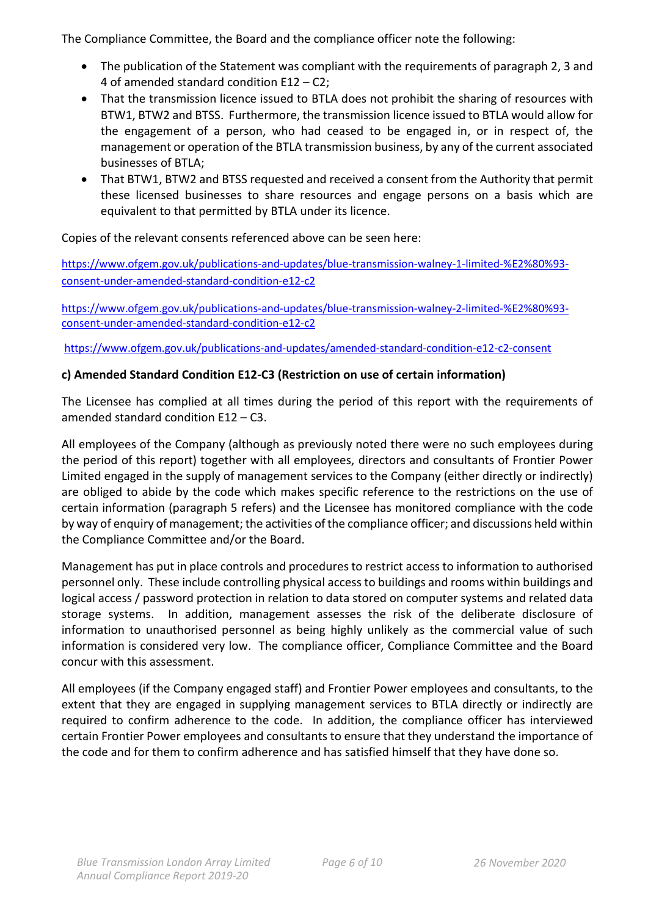The Compliance Committee, the Board and the compliance officer note the following:

- The publication of the Statement was compliant with the requirements of paragraph 2, 3 and 4 of amended standard condition E12 – C2;
- That the transmission licence issued to BTLA does not prohibit the sharing of resources with BTW1, BTW2 and BTSS. Furthermore, the transmission licence issued to BTLA would allow for the engagement of a person, who had ceased to be engaged in, or in respect of, the management or operation of the BTLA transmission business, by any of the current associated businesses of BTLA;
- That BTW1, BTW2 and BTSS requested and received a consent from the Authority that permit these licensed businesses to share resources and engage persons on a basis which are equivalent to that permitted by BTLA under its licence.

Copies of the relevant consents referenced above can be seen here:

https://www.ofgem.gov.uk/publications-and-updates/blue-transmission-walney-1-limited-%E2%80%93-consent-under-amended-standard-condition-e12-c2

https://www.ofgem.gov.uk/publications-and-updates/blue-transmission-walney-2-limited-%E2%80%93-consent-under-amended-standard-condition-e12-c2

https://www.ofgem.gov.uk/publications-and-updates/amended-standard-condition-e12-c2-consent

**c) Amended Standard Condition E12-C3 (Restriction on use of certain information)**

The Licensee has complied at all times during the period of this report with the requirements of amended standard condition E12 – C3.

All employees of the Company (although as previously noted there were no such employees during the period of this report) together with all employees, directors and consultants of Frontier Power Limited engaged in the supply of management services to the Company (either directly or indirectly) are obliged to abide by the code which makes specific reference to the restrictions on the use of certain information (paragraph 5 refers) and the Licensee has monitored compliance with the code by way of enquiry of management; the activities of the compliance officer; and discussions held within the Compliance Committee and/or the Board.

Management has put in place controls and procedures to restrict access to information to authorised personnel only. These include controlling physical access to buildings and rooms within buildings and logical access / password protection in relation to data stored on computer systems and related data storage systems. In addition, management assesses the risk of the deliberate disclosure of information to unauthorised personnel as being highly unlikely as the commercial value of such information is considered very low. The compliance officer, Compliance Committee and the Board concur with this assessment.

All employees (if the Company engaged staff) and Frontier Power employees and consultants, to the extent that they are engaged in supplying management services to BTLA directly or indirectly are required to confirm adherence to the code. In addition, the compliance officer has interviewed certain Frontier Power employees and consultants to ensure that they understand the importance of the code and for them to confirm adherence and has satisfied himself that they have done so.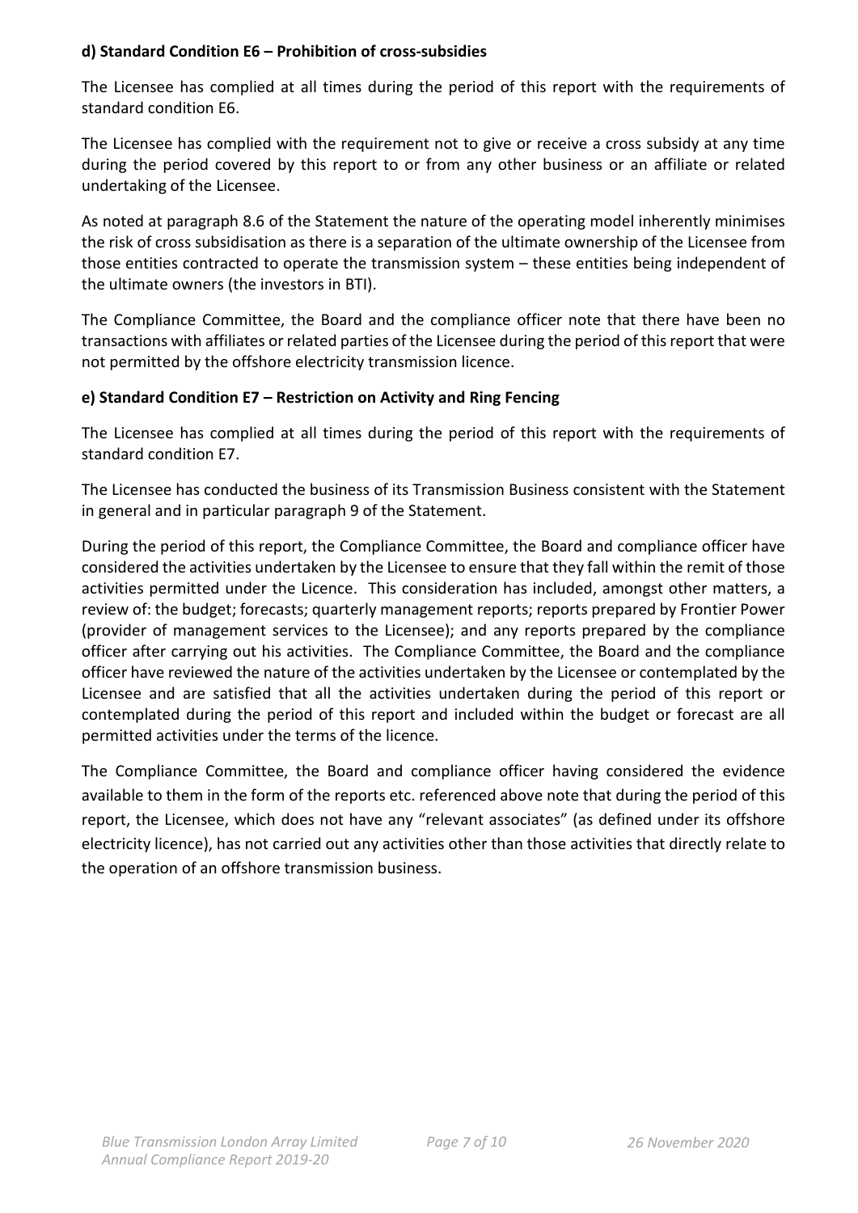**d) Standard Condition E6 – Prohibition of cross-subsidies**

The Licensee has complied at all times during the period of this report with the requirements of standard condition E6.

The Licensee has complied with the requirement not to give or receive a cross subsidy at any time during the period covered by this report to or from any other business or an affiliate or related undertaking of the Licensee.

As noted at paragraph 8.6 of the Statement the nature of the operating model inherently minimises the risk of cross subsidisation as there is a separation of the ultimate ownership of the Licensee from those entities contracted to operate the transmission system – these entities being independent of the ultimate owners (the investors in BTI).

The Compliance Committee, the Board and the compliance officer note that there have been no transactions with affiliates or related parties of the Licensee during the period of this report that were not permitted by the offshore electricity transmission licence.

**e) Standard Condition E7 – Restriction on Activity and Ring Fencing**

The Licensee has complied at all times during the period of this report with the requirements of standard condition E7.

The Licensee has conducted the business of its Transmission Business consistent with the Statement in general and in particular paragraph 9 of the Statement.

During the period of this report, the Compliance Committee, the Board and compliance officer have considered the activities undertaken by the Licensee to ensure that they fall within the remit of those activities permitted under the Licence. This consideration has included, amongst other matters, a review of: the budget; forecasts; quarterly management reports; reports prepared by Frontier Power (provider of management services to the Licensee); and any reports prepared by the compliance officer after carrying out his activities. The Compliance Committee, the Board and the compliance officer have reviewed the nature of the activities undertaken by the Licensee or contemplated by the Licensee and are satisfied that all the activities undertaken during the period of this report or contemplated during the period of this report and included within the budget or forecast are all permitted activities under the terms of the licence.

The Compliance Committee, the Board and compliance officer having considered the evidence available to them in the form of the reports etc. referenced above note that during the period of this report, the Licensee, which does not have any "relevant associates" (as defined under its offshore electricity licence), has not carried out any activities other than those activities that directly relate to the operation of an offshore transmission business.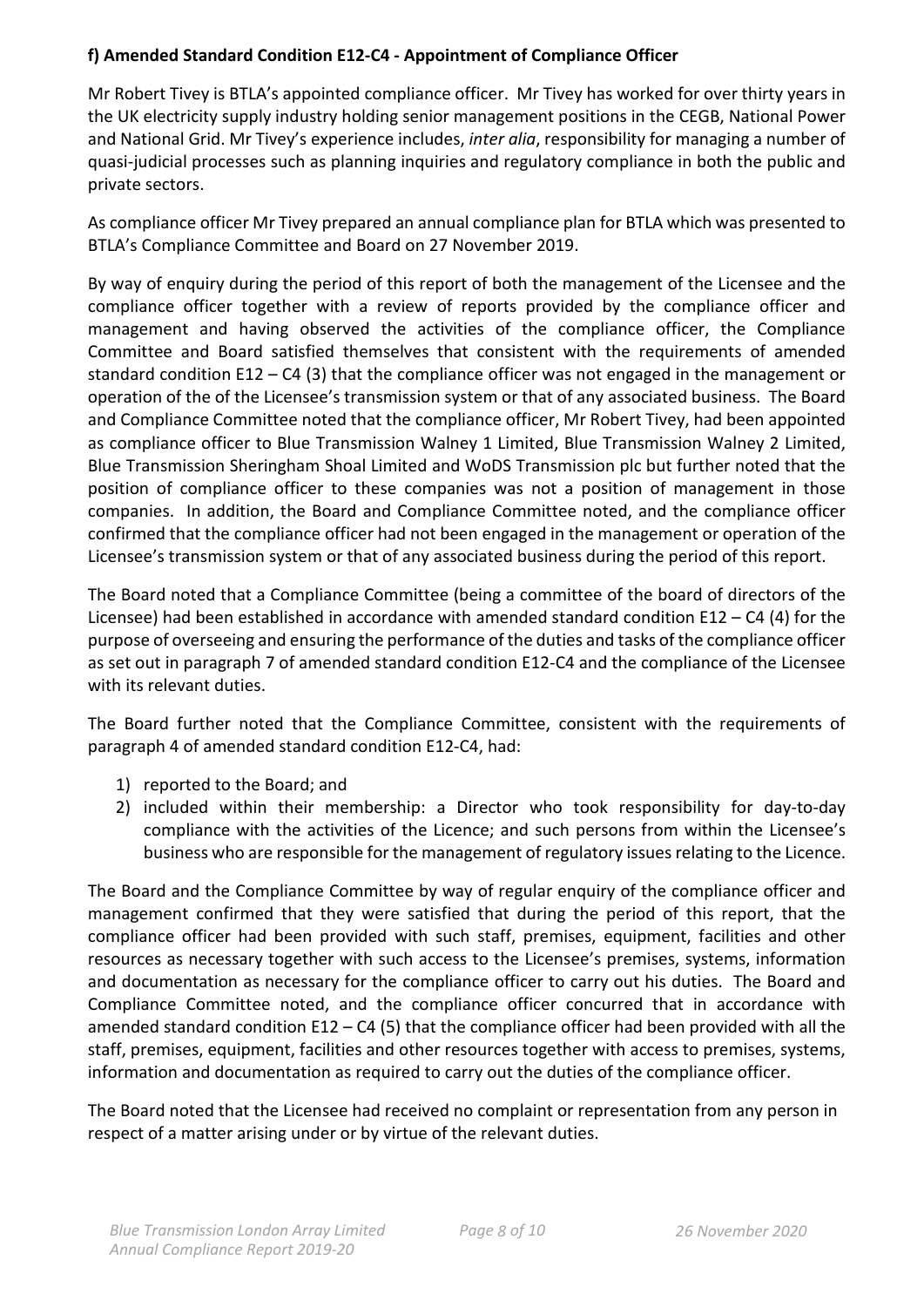**f) Amended Standard Condition E12-C4 - Appointment of Compliance Officer**

Mr Robert Tivey is BTLA's appointed compliance officer. Mr Tivey has worked for over thirty years in the UK electricity supply industry holding senior management positions in the CEGB, National Power and National Grid. Mr Tivey's experience includes, *inter alia*, responsibility for managing a number of quasi-judicial processes such as planning inquiries and regulatory compliance in both the public and private sectors.

As compliance officer Mr Tivey prepared an annual compliance plan for BTLA which was presented to BTLA's Compliance Committee and Board on 27 November 2019.

By way of enquiry during the period of this report of both the management of the Licensee and the compliance officer together with a review of reports provided by the compliance officer and management and having observed the activities of the compliance officer, the Compliance Committee and Board satisfied themselves that consistent with the requirements of amended standard condition E12 – C4 (3) that the compliance officer was not engaged in the management or operation of the of the Licensee's transmission system or that of any associated business. The Board and Compliance Committee noted that the compliance officer, Mr Robert Tivey, had been appointed as compliance officer to Blue Transmission Walney 1 Limited, Blue Transmission Walney 2 Limited, Blue Transmission Sheringham Shoal Limited and WoDS Transmission plc but further noted that the position of compliance officer to these companies was not a position of management in those companies. In addition, the Board and Compliance Committee noted, and the compliance officer confirmed that the compliance officer had not been engaged in the management or operation of the Licensee's transmission system or that of any associated business during the period of this report.

The Board noted that a Compliance Committee (being a committee of the board of directors of the Licensee) had been established in accordance with amended standard condition E12 – C4 (4) for the purpose of overseeing and ensuring the performance of the duties and tasks of the compliance officer as set out in paragraph 7 of amended standard condition E12-C4 and the compliance of the Licensee with its relevant duties.

The Board further noted that the Compliance Committee, consistent with the requirements of paragraph 4 of amended standard condition E12-C4, had:

1) reported to the Board; and
2) included within their membership: a Director who took responsibility for day-to-day compliance with the activities of the Licence; and such persons from within the Licensee's business who are responsible for the management of regulatory issues relating to the Licence.

The Board and the Compliance Committee by way of regular enquiry of the compliance officer and management confirmed that they were satisfied that during the period of this report, that the compliance officer had been provided with such staff, premises, equipment, facilities and other resources as necessary together with such access to the Licensee's premises, systems, information and documentation as necessary for the compliance officer to carry out his duties. The Board and Compliance Committee noted, and the compliance officer concurred that in accordance with amended standard condition E12 – C4 (5) that the compliance officer had been provided with all the staff, premises, equipment, facilities and other resources together with access to premises, systems, information and documentation as required to carry out the duties of the compliance officer.

The Board noted that the Licensee had received no complaint or representation from any person in respect of a matter arising under or by virtue of the relevant duties.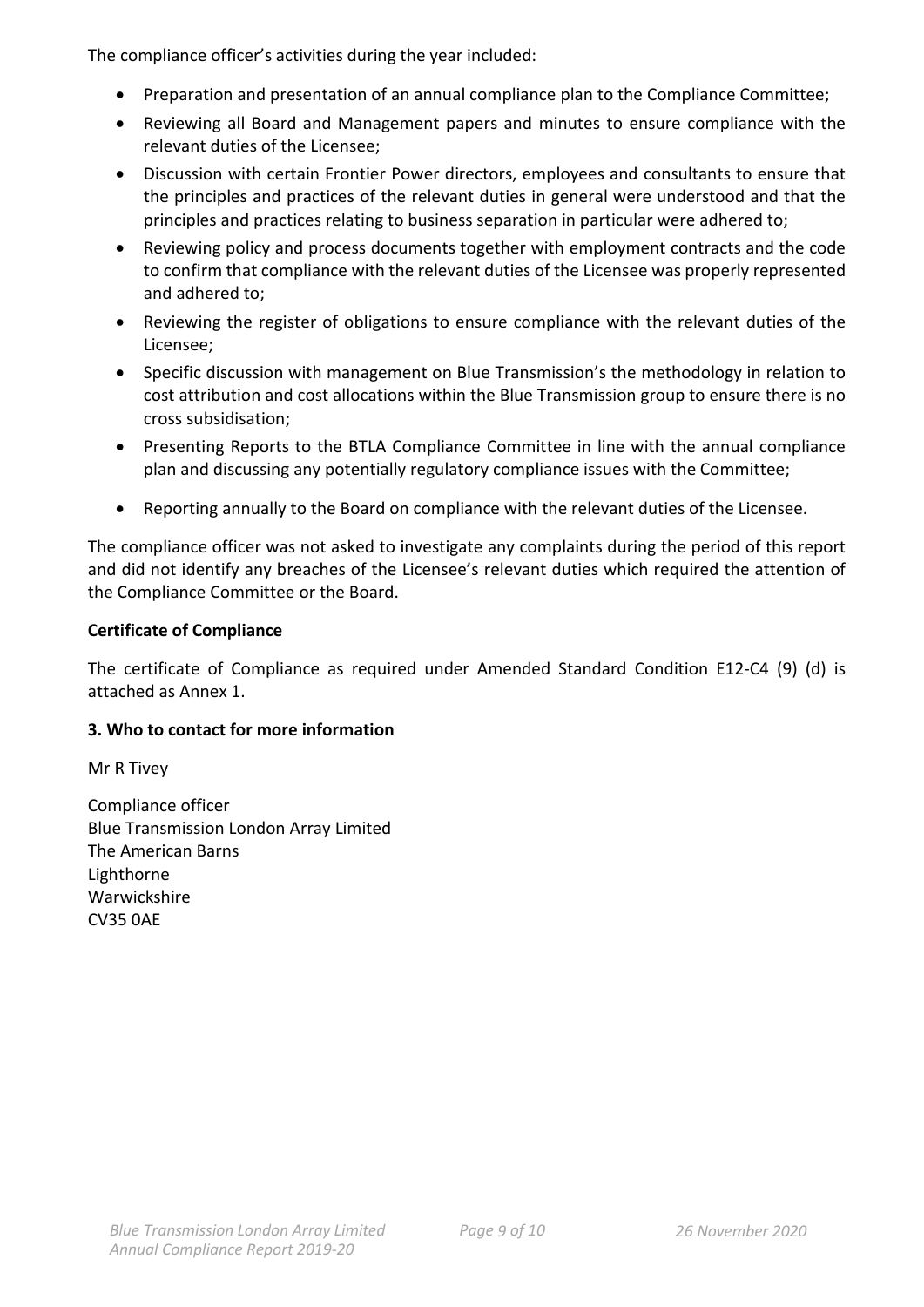The compliance officer's activities during the year included:

- Preparation and presentation of an annual compliance plan to the Compliance Committee;
- Reviewing all Board and Management papers and minutes to ensure compliance with the relevant duties of the Licensee;
- Discussion with certain Frontier Power directors, employees and consultants to ensure that the principles and practices of the relevant duties in general were understood and that the principles and practices relating to business separation in particular were adhered to;
- Reviewing policy and process documents together with employment contracts and the code to confirm that compliance with the relevant duties of the Licensee was properly represented and adhered to;
- Reviewing the register of obligations to ensure compliance with the relevant duties of the Licensee;
- Specific discussion with management on Blue Transmission's the methodology in relation to cost attribution and cost allocations within the Blue Transmission group to ensure there is no cross subsidisation;
- Presenting Reports to the BTLA Compliance Committee in line with the annual compliance plan and discussing any potentially regulatory compliance issues with the Committee;
- Reporting annually to the Board on compliance with the relevant duties of the Licensee.

The compliance officer was not asked to investigate any complaints during the period of this report and did not identify any breaches of the Licensee's relevant duties which required the attention of the Compliance Committee or the Board.

**Certificate of Compliance**

The certificate of Compliance as required under Amended Standard Condition E12-C4 (9) (d) is attached as Annex 1.

**3. Who to contact for more information**

Mr R Tivey

Compliance officer
Blue Transmission London Array Limited
The American Barns
Lighthorne
Warwickshire
CV35 0AE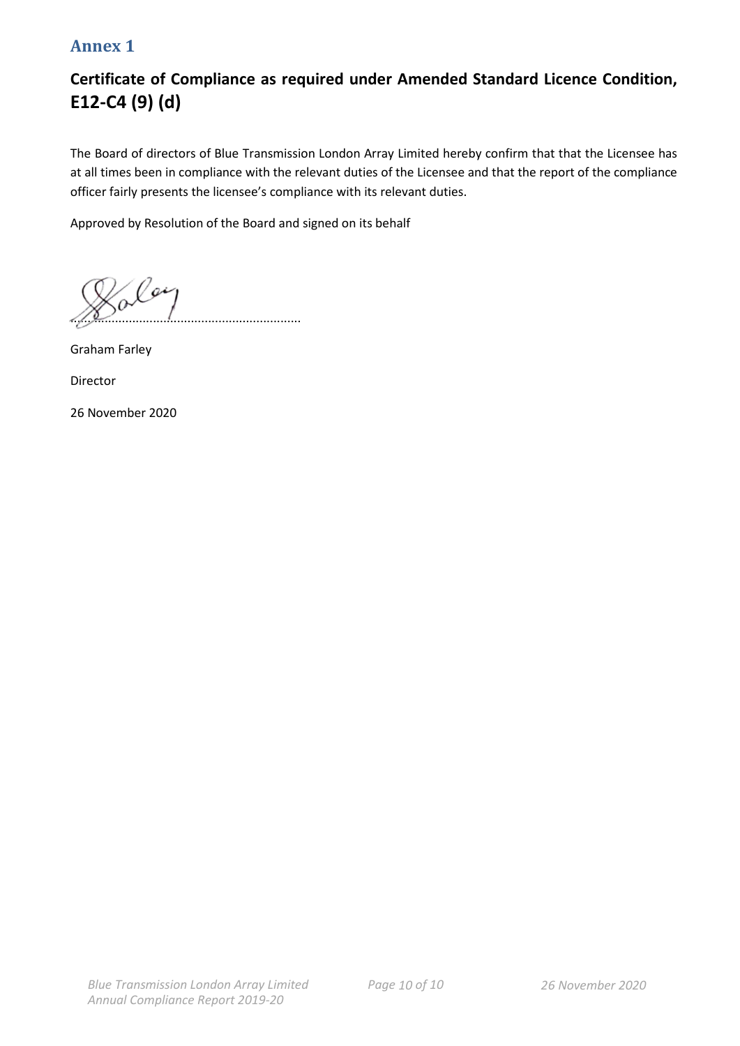## Annex 1

### Certificate of Compliance as required under Amended Standard Licence Condition, E12-C4 (9) (d)

The Board of directors of Blue Transmission London Array Limited hereby confirm that that the Licensee has at all times been in compliance with the relevant duties of the Licensee and that the report of the compliance officer fairly presents the licensee's compliance with its relevant duties.

Approved by Resolution of the Board and signed on its behalf

..............................................................

Graham Farley

Director

26 November 2020